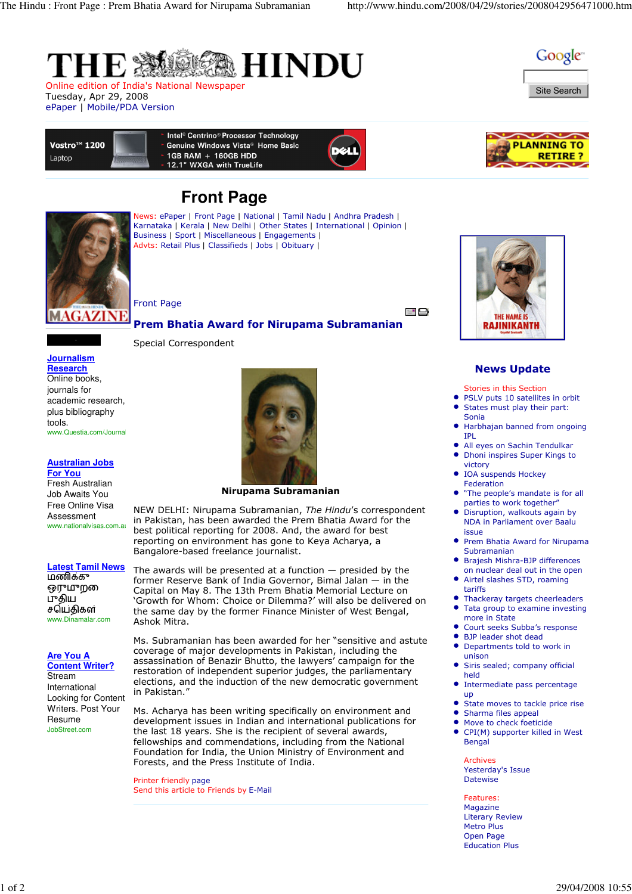# THE HINDU

Online edition of India's National Newspaper
Tuesday, Apr 29, 2008
ePaper | Mobile/PDA Version

## Front Page

News: ePaper | Front Page | National | Tamil Nadu | Andhra Pradesh | Karnataka | Kerala | New Delhi | Other States | International | Opinion | Business | Sport | Miscellaneous | Engagements |
Advts: Retail Plus | Classifieds | Jobs | Obituary |

Front Page

### Prem Bhatia Award for Nirupama Subramanian

Special Correspondent

**Nirupama Subramanian**

NEW DELHI: Nirupama Subramanian, *The Hindu*'s correspondent in Pakistan, has been awarded the Prem Bhatia Award for the best political reporting for 2008. And, the award for best reporting on environment has gone to Keya Acharya, a Bangalore-based freelance journalist.

The awards will be presented at a function — presided by the former Reserve Bank of India Governor, Bimal Jalan — in the Capital on May 8. The 13th Prem Bhatia Memorial Lecture on 'Growth for Whom: Choice or Dilemma?' will also be delivered on the same day by the former Finance Minister of West Bengal, Ashok Mitra.

Ms. Subramanian has been awarded for her "sensitive and astute coverage of major developments in Pakistan, including the assassination of Benazir Bhutto, the lawyers' campaign for the restoration of independent superior judges, the parliamentary elections, and the induction of the new democratic government in Pakistan."

Ms. Acharya has been writing specifically on environment and development issues in Indian and international publications for the last 18 years. She is the recipient of several awards, fellowships and commendations, including from the National Foundation for India, the Union Ministry of Environment and Forests, and the Press Institute of India.

Printer friendly page
Send this article to Friends by E-Mail

**Journalism Research**
Online books, journals for academic research, plus bibliography tools.
www.Questia.com/Journa

**Australian Jobs For You**
Fresh Australian Job Awaits You Free Online Visa Assessment
www.nationalvisas.com.au

**Latest Tamil News**
மணிக்கு ஒருமுறை புதிய சய்திகள்
www.Dinamalar.com

**Are You A Content Writer?**
Stream International Looking for Content Writers. Post Your Resume
JobStreet.com

### News Update

Stories in this Section

- PSLV puts 10 satellites in orbit
- States must play their part: Sonia
- Harbhajan banned from ongoing IPL
- All eyes on Sachin Tendulkar
- Dhoni inspires Super Kings to victory
- IOA suspends Hockey Federation
- "The people's mandate is for all parties to work together"
- Disruption, walkouts again by NDA in Parliament over Baalu issue
- Prem Bhatia Award for Nirupama Subramanian
- Brajesh Mishra-BJP differences on nuclear deal out in the open
- Airtel slashes STD, roaming tariffs
- Thackeray targets cheerleaders
- Tata group to examine investing more in State
- Court seeks Subba's response
- BJP leader shot dead
- Departments told to work in unison
- Siris sealed; company official held
- Intermediate pass percentage up
- State moves to tackle price rise
- Sharma files appeal
- Move to check foeticide
- CPI(M) supporter killed in West Bengal

Archives
Yesterday's Issue
Datewise

Features:
Magazine
Literary Review
Metro Plus
Open Page
Education Plus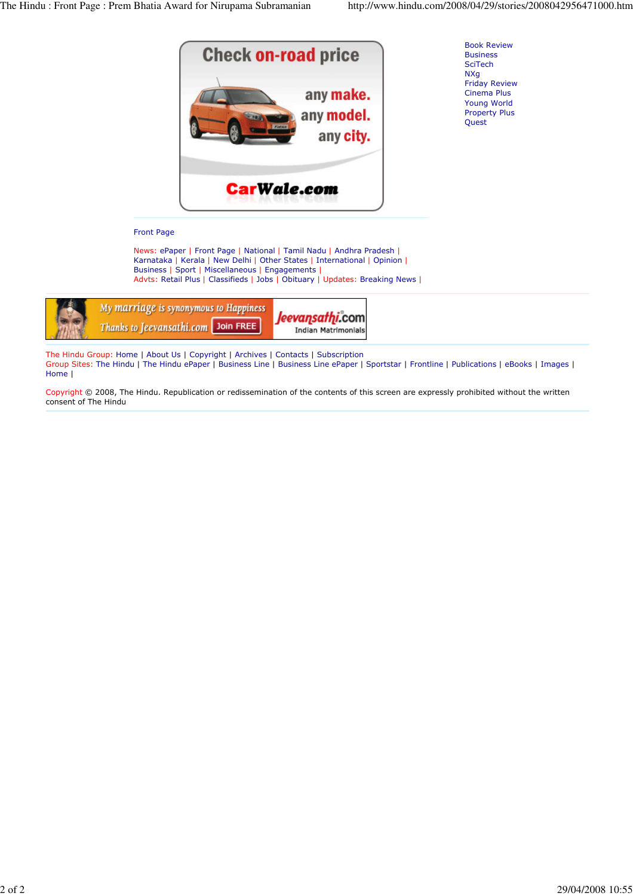Book Review
Business
SciTech
NXg
Friday Review
Cinema Plus
Young World
Property Plus
Quest

Front Page

News: ePaper | Front Page | National | Tamil Nadu | Andhra Pradesh | Karnataka | Kerala | New Delhi | Other States | International | Opinion | Business | Sport | Miscellaneous | Engagements |
Advts: Retail Plus | Classifieds | Jobs | Obituary | Updates: Breaking News |

The Hindu Group: Home | About Us | Copyright | Archives | Contacts | Subscription
Group Sites: The Hindu | The Hindu ePaper | Business Line | Business Line ePaper | Sportstar | Frontline | Publications | eBooks | Images | Home |

Copyright © 2008, The Hindu. Republication or redissemination of the contents of this screen are expressly prohibited without the written consent of The Hindu